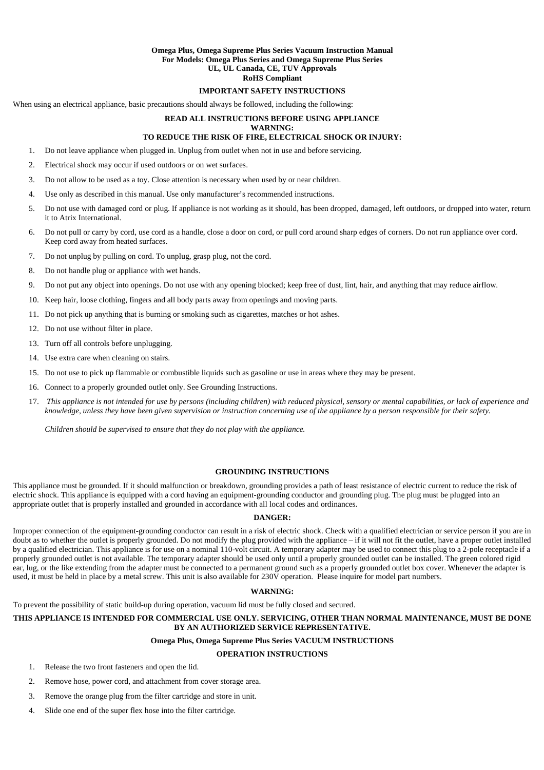**Omega Plus, Omega Supreme Plus Series Vacuum Instruction Manual**
**For Models: Omega Plus Series and Omega Supreme Plus Series**
**UL, UL Canada, CE, TUV Approvals**
**RoHS Compliant**

## IMPORTANT SAFETY INSTRUCTIONS

When using an electrical appliance, basic precautions should always be followed, including the following:

**READ ALL INSTRUCTIONS BEFORE USING APPLIANCE**
**WARNING:**
**TO REDUCE THE RISK OF FIRE, ELECTRICAL SHOCK OR INJURY:**

1. Do not leave appliance when plugged in. Unplug from outlet when not in use and before servicing.
2. Electrical shock may occur if used outdoors or on wet surfaces.
3. Do not allow to be used as a toy. Close attention is necessary when used by or near children.
4. Use only as described in this manual. Use only manufacturer's recommended instructions.
5. Do not use with damaged cord or plug. If appliance is not working as it should, has been dropped, damaged, left outdoors, or dropped into water, return it to Atrix International.
6. Do not pull or carry by cord, use cord as a handle, close a door on cord, or pull cord around sharp edges of corners. Do not run appliance over cord. Keep cord away from heated surfaces.
7. Do not unplug by pulling on cord. To unplug, grasp plug, not the cord.
8. Do not handle plug or appliance with wet hands.
9. Do not put any object into openings. Do not use with any opening blocked; keep free of dust, lint, hair, and anything that may reduce airflow.
10. Keep hair, loose clothing, fingers and all body parts away from openings and moving parts.
11. Do not pick up anything that is burning or smoking such as cigarettes, matches or hot ashes.
12. Do not use without filter in place.
13. Turn off all controls before unplugging.
14. Use extra care when cleaning on stairs.
15. Do not use to pick up flammable or combustible liquids such as gasoline or use in areas where they may be present.
16. Connect to a properly grounded outlet only. See Grounding Instructions.
17. *This appliance is not intended for use by persons (including children) with reduced physical, sensory or mental capabilities, or lack of experience and knowledge, unless they have been given supervision or instruction concerning use of the appliance by a person responsible for their safety.*

    *Children should be supervised to ensure that they do not play with the appliance.*

## GROUNDING INSTRUCTIONS

This appliance must be grounded. If it should malfunction or breakdown, grounding provides a path of least resistance of electric current to reduce the risk of electric shock. This appliance is equipped with a cord having an equipment-grounding conductor and grounding plug. The plug must be plugged into an appropriate outlet that is properly installed and grounded in accordance with all local codes and ordinances.

**DANGER:**

Improper connection of the equipment-grounding conductor can result in a risk of electric shock. Check with a qualified electrician or service person if you are in doubt as to whether the outlet is properly grounded. Do not modify the plug provided with the appliance – if it will not fit the outlet, have a proper outlet installed by a qualified electrician. This appliance is for use on a nominal 110-volt circuit. A temporary adapter may be used to connect this plug to a 2-pole receptacle if a properly grounded outlet is not available. The temporary adapter should be used only until a properly grounded outlet can be installed. The green colored rigid ear, lug, or the like extending from the adapter must be connected to a permanent ground such as a properly grounded outlet box cover. Whenever the adapter is used, it must be held in place by a metal screw. This unit is also available for 230V operation. Please inquire for model part numbers.

**WARNING:**

To prevent the possibility of static build-up during operation, vacuum lid must be fully closed and secured.

**THIS APPLIANCE IS INTENDED FOR COMMERCIAL USE ONLY. SERVICING, OTHER THAN NORMAL MAINTENANCE, MUST BE DONE BY AN AUTHORIZED SERVICE REPRESENTATIVE.**

## Omega Plus, Omega Supreme Plus Series VACUUM INSTRUCTIONS

### OPERATION INSTRUCTIONS

1. Release the two front fasteners and open the lid.
2. Remove hose, power cord, and attachment from cover storage area.
3. Remove the orange plug from the filter cartridge and store in unit.
4. Slide one end of the super flex hose into the filter cartridge.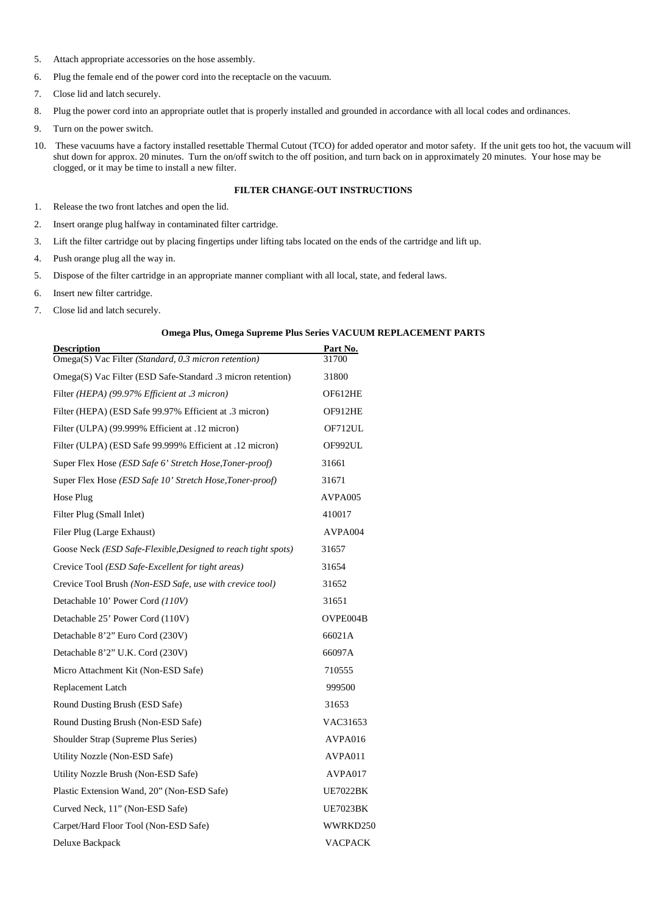5. Attach appropriate accessories on the hose assembly.
6. Plug the female end of the power cord into the receptacle on the vacuum.
7. Close lid and latch securely.
8. Plug the power cord into an appropriate outlet that is properly installed and grounded in accordance with all local codes and ordinances.
9. Turn on the power switch.
10. These vacuums have a factory installed resettable Thermal Cutout (TCO) for added operator and motor safety. If the unit gets too hot, the vacuum will shut down for approx. 20 minutes. Turn the on/off switch to the off position, and turn back on in approximately 20 minutes. Your hose may be clogged, or it may be time to install a new filter.

### FILTER CHANGE-OUT INSTRUCTIONS

1. Release the two front latches and open the lid.
2. Insert orange plug halfway in contaminated filter cartridge.
3. Lift the filter cartridge out by placing fingertips under lifting tabs located on the ends of the cartridge and lift up.
4. Push orange plug all the way in.
5. Dispose of the filter cartridge in an appropriate manner compliant with all local, state, and federal laws.
6. Insert new filter cartridge.
7. Close lid and latch securely.

### Omega Plus, Omega Supreme Plus Series VACUUM REPLACEMENT PARTS

| Description | Part No. |
|---|---|
| Omega(S) Vac Filter *(Standard, 0.3 micron retention)* | 31700 |
| Omega(S) Vac Filter (ESD Safe-Standard .3 micron retention) | 31800 |
| Filter *(HEPA) (99.97% Efficient at .3 micron)* | OF612HE |
| Filter (HEPA) (ESD Safe 99.97% Efficient at .3 micron) | OF912HE |
| Filter (ULPA) (99.999% Efficient at .12 micron) | OF712UL |
| Filter (ULPA) (ESD Safe 99.999% Efficient at .12 micron) | OF992UL |
| Super Flex Hose *(ESD Safe 6' Stretch Hose,Toner-proof)* | 31661 |
| Super Flex Hose *(ESD Safe 10' Stretch Hose,Toner-proof)* | 31671 |
| Hose Plug | AVPA005 |
| Filter Plug (Small Inlet) | 410017 |
| Filer Plug (Large Exhaust) | AVPA004 |
| Goose Neck *(ESD Safe-Flexible,Designed to reach tight spots)* | 31657 |
| Crevice Tool *(ESD Safe-Excellent for tight areas)* | 31654 |
| Crevice Tool Brush *(Non-ESD Safe, use with crevice tool)* | 31652 |
| Detachable 10' Power Cord *(110V)* | 31651 |
| Detachable 25' Power Cord (110V) | OVPE004B |
| Detachable 8'2" Euro Cord (230V) | 66021A |
| Detachable 8'2" U.K. Cord (230V) | 66097A |
| Micro Attachment Kit (Non-ESD Safe) | 710555 |
| Replacement Latch | 999500 |
| Round Dusting Brush (ESD Safe) | 31653 |
| Round Dusting Brush (Non-ESD Safe) | VAC31653 |
| Shoulder Strap (Supreme Plus Series) | AVPA016 |
| Utility Nozzle (Non-ESD Safe) | AVPA011 |
| Utility Nozzle Brush (Non-ESD Safe) | AVPA017 |
| Plastic Extension Wand, 20" (Non-ESD Safe) | UE7022BK |
| Curved Neck, 11" (Non-ESD Safe) | UE7023BK |
| Carpet/Hard Floor Tool (Non-ESD Safe) | WWRKD250 |
| Deluxe Backpack | VACPACK |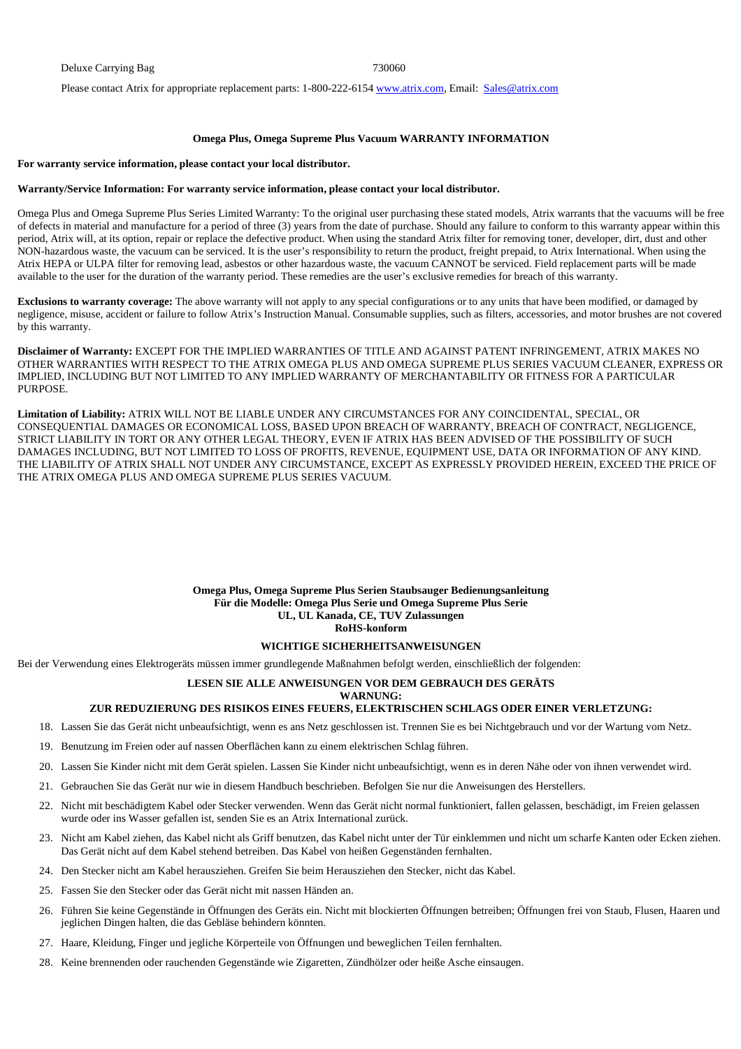| Deluxe Carrying Bag | 730060 |
|---|---|

Please contact Atrix for appropriate replacement parts: 1-800-222-6154 www.atrix.com, Email: Sales@atrix.com

### Omega Plus, Omega Supreme Plus Vacuum WARRANTY INFORMATION

**For warranty service information, please contact your local distributor.**

**Warranty/Service Information: For warranty service information, please contact your local distributor.**

Omega Plus and Omega Supreme Plus Series Limited Warranty: To the original user purchasing these stated models, Atrix warrants that the vacuums will be free of defects in material and manufacture for a period of three (3) years from the date of purchase. Should any failure to conform to this warranty appear within this period, Atrix will, at its option, repair or replace the defective product. When using the standard Atrix filter for removing toner, developer, dirt, dust and other NON-hazardous waste, the vacuum can be serviced. It is the user's responsibility to return the product, freight prepaid, to Atrix International. When using the Atrix HEPA or ULPA filter for removing lead, asbestos or other hazardous waste, the vacuum CANNOT be serviced. Field replacement parts will be made available to the user for the duration of the warranty period. These remedies are the user's exclusive remedies for breach of this warranty.

**Exclusions to warranty coverage:** The above warranty will not apply to any special configurations or to any units that have been modified, or damaged by negligence, misuse, accident or failure to follow Atrix's Instruction Manual. Consumable supplies, such as filters, accessories, and motor brushes are not covered by this warranty.

**Disclaimer of Warranty:** EXCEPT FOR THE IMPLIED WARRANTIES OF TITLE AND AGAINST PATENT INFRINGEMENT, ATRIX MAKES NO OTHER WARRANTIES WITH RESPECT TO THE ATRIX OMEGA PLUS AND OMEGA SUPREME PLUS SERIES VACUUM CLEANER, EXPRESS OR IMPLIED, INCLUDING BUT NOT LIMITED TO ANY IMPLIED WARRANTY OF MERCHANTABILITY OR FITNESS FOR A PARTICULAR PURPOSE.

**Limitation of Liability:** ATRIX WILL NOT BE LIABLE UNDER ANY CIRCUMSTANCES FOR ANY COINCIDENTAL, SPECIAL, OR CONSEQUENTIAL DAMAGES OR ECONOMICAL LOSS, BASED UPON BREACH OF WARRANTY, BREACH OF CONTRACT, NEGLIGENCE, STRICT LIABILITY IN TORT OR ANY OTHER LEGAL THEORY, EVEN IF ATRIX HAS BEEN ADVISED OF THE POSSIBILITY OF SUCH DAMAGES INCLUDING, BUT NOT LIMITED TO LOSS OF PROFITS, REVENUE, EQUIPMENT USE, DATA OR INFORMATION OF ANY KIND. THE LIABILITY OF ATRIX SHALL NOT UNDER ANY CIRCUMSTANCE, EXCEPT AS EXPRESSLY PROVIDED HEREIN, EXCEED THE PRICE OF THE ATRIX OMEGA PLUS AND OMEGA SUPREME PLUS SERIES VACUUM.

## Omega Plus, Omega Supreme Plus Serien Staubsauger Bedienungsanleitung

**Für die Modelle: Omega Plus Serie und Omega Supreme Plus Serie**
**UL, UL Kanada, CE, TUV Zulassungen**
**RoHS-konform**

### WICHTIGE SICHERHEITSANWEISUNGEN

Bei der Verwendung eines Elektrogeräts müssen immer grundlegende Maßnahmen befolgt werden, einschließlich der folgenden:

**LESEN SIE ALLE ANWEISUNGEN VOR DEM GEBRAUCH DES GERÄTS**
**WARNUNG:**
**ZUR REDUZIERUNG DES RISIKOS EINES FEUERS, ELEKTRISCHEN SCHLAGS ODER EINER VERLETZUNG:**

18. Lassen Sie das Gerät nicht unbeaufsichtigt, wenn es ans Netz geschlossen ist. Trennen Sie es bei Nichtgebrauch und vor der Wartung vom Netz.
19. Benutzung im Freien oder auf nassen Oberflächen kann zu einem elektrischen Schlag führen.
20. Lassen Sie Kinder nicht mit dem Gerät spielen. Lassen Sie Kinder nicht unbeaufsichtigt, wenn es in deren Nähe oder von ihnen verwendet wird.
21. Gebrauchen Sie das Gerät nur wie in diesem Handbuch beschrieben. Befolgen Sie nur die Anweisungen des Herstellers.
22. Nicht mit beschädigtem Kabel oder Stecker verwenden. Wenn das Gerät nicht normal funktioniert, fallen gelassen, beschädigt, im Freien gelassen wurde oder ins Wasser gefallen ist, senden Sie es an Atrix International zurück.
23. Nicht am Kabel ziehen, das Kabel nicht als Griff benutzen, das Kabel nicht unter der Tür einklemmen und nicht um scharfe Kanten oder Ecken ziehen. Das Gerät nicht auf dem Kabel stehend betreiben. Das Kabel von heißen Gegenständen fernhalten.
24. Den Stecker nicht am Kabel herausziehen. Greifen Sie beim Herausziehen den Stecker, nicht das Kabel.
25. Fassen Sie den Stecker oder das Gerät nicht mit nassen Händen an.
26. Führen Sie keine Gegenstände in Öffnungen des Geräts ein. Nicht mit blockierten Öffnungen betreiben; Öffnungen frei von Staub, Flusen, Haaren und jeglichen Dingen halten, die das Gebläse behindern könnten.
27. Haare, Kleidung, Finger und jegliche Körperteile von Öffnungen und beweglichen Teilen fernhalten.
28. Keine brennenden oder rauchenden Gegenstände wie Zigaretten, Zündhölzer oder heiße Asche einsaugen.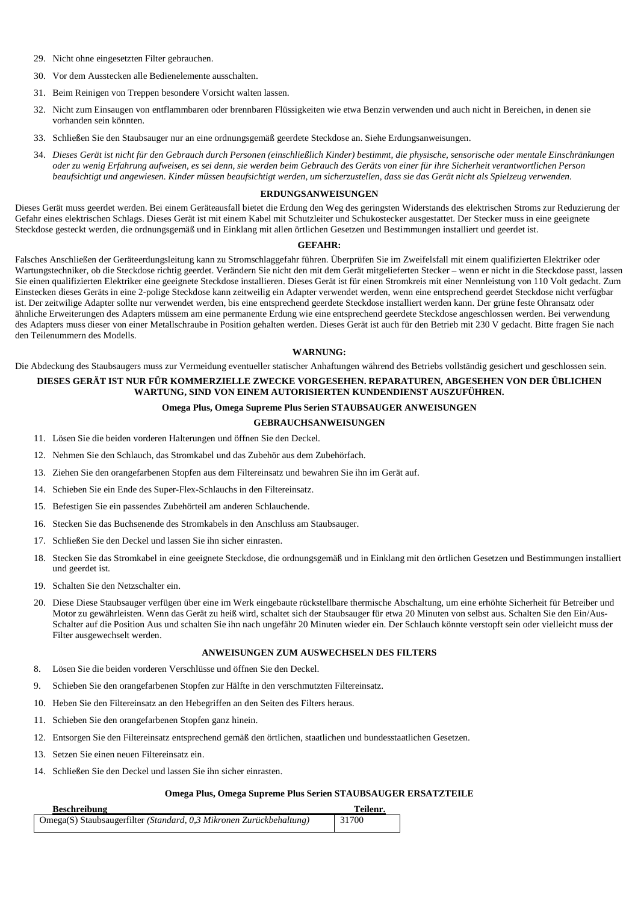29. Nicht ohne eingesetzten Filter gebrauchen.

30. Vor dem Ausstecken alle Bedienelemente ausschalten.

31. Beim Reinigen von Treppen besondere Vorsicht walten lassen.

32. Nicht zum Einsaugen von entflammbaren oder brennbaren Flüssigkeiten wie etwa Benzin verwenden und auch nicht in Bereichen, in denen sie vorhanden sein könnten.

33. Schließen Sie den Staubsauger nur an eine ordnungsgemäß geerdete Steckdose an. Siehe Erdungsanweisungen.

34. *Dieses Gerät ist nicht für den Gebrauch durch Personen (einschließlich Kinder) bestimmt, die physische, sensorische oder mentale Einschränkungen oder zu wenig Erfahrung aufweisen, es sei denn, sie werden beim Gebrauch des Geräts von einer für ihre Sicherheit verantwortlichen Person beaufsichtigt und angewiesen. Kinder müssen beaufsichtigt werden, um sicherzustellen, dass sie das Gerät nicht als Spielzeug verwenden.*

**ERDUNGSANWEISUNGEN**

Dieses Gerät muss geerdet werden. Bei einem Geräteausfall bietet die Erdung den Weg des geringsten Widerstands des elektrischen Stroms zur Reduzierung der Gefahr eines elektrischen Schlags. Dieses Gerät ist mit einem Kabel mit Schutzleiter und Schukostecker ausgestattet. Der Stecker muss in eine geeignete Steckdose gesteckt werden, die ordnungsgemäß und in Einklang mit allen örtlichen Gesetzen und Bestimmungen installiert und geerdet ist.

**GEFAHR:**

Falsches Anschließen der Geräteerdungsleitung kann zu Stromschlaggefahr führen. Überprüfen Sie im Zweifelsfall mit einem qualifizierten Elektriker oder Wartungstechniker, ob die Steckdose richtig geerdet. Verändern Sie nicht den mit dem Gerät mitgelieferten Stecker – wenn er nicht in die Steckdose passt, lassen Sie einen qualifizierten Elektriker eine geeignete Steckdose installieren. Dieses Gerät ist für einen Stromkreis mit einer Nennleistung von 110 Volt gedacht. Zum Einstecken dieses Geräts in eine 2-polige Steckdose kann zeitweilig ein Adapter verwendet werden, wenn eine entsprechend geerdet Steckdose nicht verfügbar ist. Der zeitwilige Adapter sollte nur verwendet werden, bis eine entsprechend geerdete Steckdose installiert werden kann. Der grüne feste Ohransatz oder ähnliche Erweiterungen des Adapters müssem am eine permanente Erdung wie eine entsprechend geerdete Steckdose angeschlossen werden. Bei verwendung des Adapters muss dieser von einer Metallschraube in Position gehalten werden. Dieses Gerät ist auch für den Betrieb mit 230 V gedacht. Bitte fragen Sie nach den Teilenummern des Modells.

**WARNUNG:**

Die Abdeckung des Staubsaugers muss zur Vermeidung eventueller statischer Anhaftungen während des Betriebs vollständig gesichert und geschlossen sein.

**DIESES GERÄT IST NUR FÜR KOMMERZIELLE ZWECKE VORGESEHEN. REPARATUREN, ABGESEHEN VON DER ÜBLICHEN WARTUNG, SIND VON EINEM AUTORISIERTEN KUNDENDIENST AUSZUFÜHREN.**

**Omega Plus, Omega Supreme Plus Serien STAUBSAUGER ANWEISUNGEN**

**GEBRAUCHSANWEISUNGEN**

11. Lösen Sie die beiden vorderen Halterungen und öffnen Sie den Deckel.

12. Nehmen Sie den Schlauch, das Stromkabel und das Zubehör aus dem Zubehörfach.

13. Ziehen Sie den orangefarbenen Stopfen aus dem Filtereinsatz und bewahren Sie ihn im Gerät auf.

14. Schieben Sie ein Ende des Super-Flex-Schlauchs in den Filtereinsatz.

15. Befestigen Sie ein passendes Zubehörteil am anderen Schlauchende.

16. Stecken Sie das Buchsenende des Stromkabels in den Anschluss am Staubsauger.

17. Schließen Sie den Deckel und lassen Sie ihn sicher einrasten.

18. Stecken Sie das Stromkabel in eine geeignete Steckdose, die ordnungsgemäß und in Einklang mit den örtlichen Gesetzen und Bestimmungen installiert und geerdet ist.

19. Schalten Sie den Netzschalter ein.

20. Diese Diese Staubsauger verfügen über eine im Werk eingebaute rückstellbare thermische Abschaltung, um eine erhöhte Sicherheit für Betreiber und Motor zu gewährleisten. Wenn das Gerät zu heiß wird, schaltet sich der Staubsauger für etwa 20 Minuten von selbst aus. Schalten Sie den Ein/Aus-Schalter auf die Position Aus und schalten Sie ihn nach ungefähr 20 Minuten wieder ein. Der Schlauch könnte verstopft sein oder vielleicht muss der Filter ausgewechselt werden.

**ANWEISUNGEN ZUM AUSWECHSELN DES FILTERS**

8. Lösen Sie die beiden vorderen Verschlüsse und öffnen Sie den Deckel.

9. Schieben Sie den orangefarbenen Stopfen zur Hälfte in den verschmutzten Filtereinsatz.

10. Heben Sie den Filtereinsatz an den Hebegriffen an den Seiten des Filters heraus.

11. Schieben Sie den orangefarbenen Stopfen ganz hinein.

12. Entsorgen Sie den Filtereinsatz entsprechend gemäß den örtlichen, staatlichen und bundesstaatlichen Gesetzen.

13. Setzen Sie einen neuen Filtereinsatz ein.

14. Schließen Sie den Deckel und lassen Sie ihn sicher einrasten.

**Omega Plus, Omega Supreme Plus Serien STAUBSAUGER ERSATZTEILE**

| Beschreibung | Teilenr. |
|---|---|
| Omega(S) Staubsaugerfilter *(Standard, 0,3 Mikronen Zurückbehaltung)* | 31700 |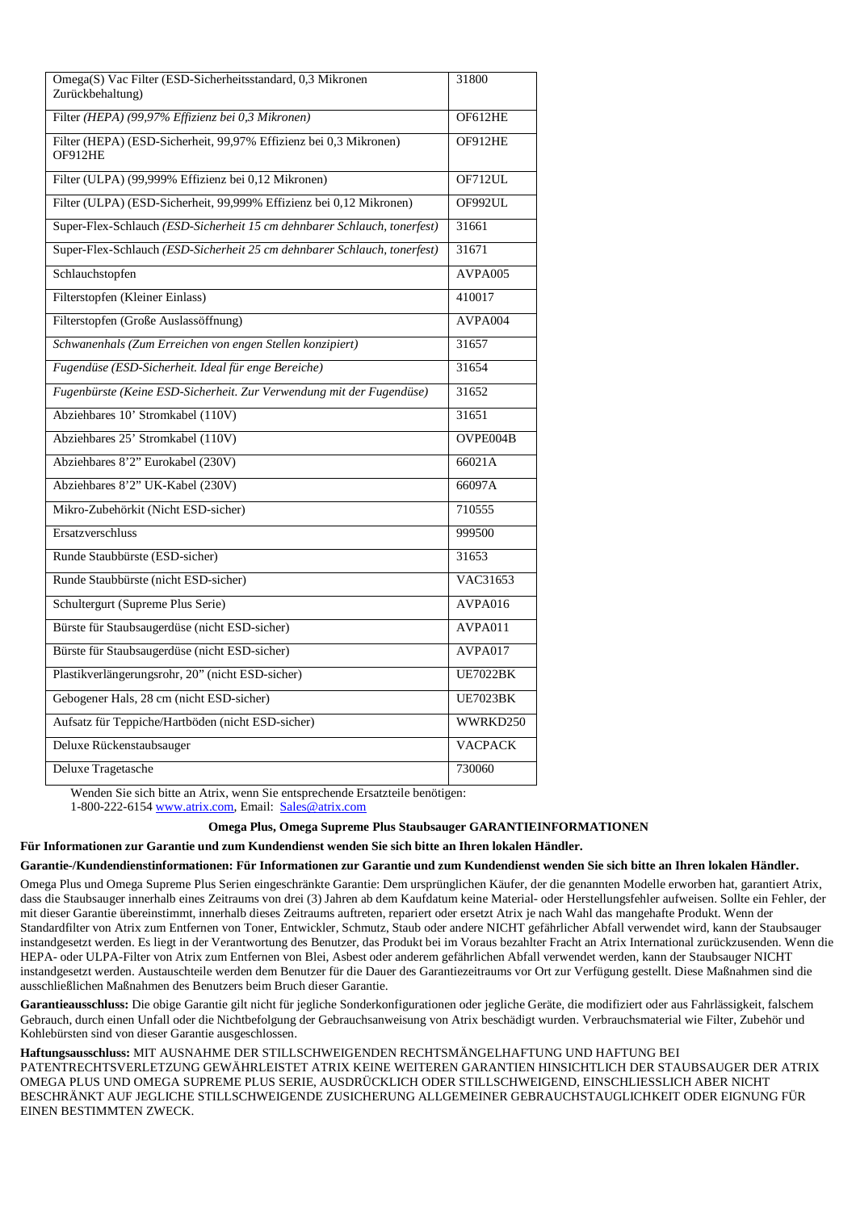| | |
|---|---|
| Omega(S) Vac Filter (ESD-Sicherheitsstandard, 0,3 Mikronen Zurückbehaltung) | 31800 |
| Filter *(HEPA) (99,97% Effizienz bei 0,3 Mikronen)* | OF612HE |
| Filter (HEPA) (ESD-Sicherheit, 99,97% Effizienz bei 0,3 Mikronen) OF912HE | OF912HE |
| Filter (ULPA) (99,999% Effizienz bei 0,12 Mikronen) | OF712UL |
| Filter (ULPA) (ESD-Sicherheit, 99,999% Effizienz bei 0,12 Mikronen) | OF992UL |
| Super-Flex-Schlauch *(ESD-Sicherheit 15 cm dehnbarer Schlauch, tonerfest)* | 31661 |
| Super-Flex-Schlauch *(ESD-Sicherheit 25 cm dehnbarer Schlauch, tonerfest)* | 31671 |
| Schlauchstopfen | AVPA005 |
| Filterstopfen (Kleiner Einlass) | 410017 |
| Filterstopfen (Große Auslassöffnung) | AVPA004 |
| *Schwanenhals (Zum Erreichen von engen Stellen konzipiert)* | 31657 |
| *Fugendüse (ESD-Sicherheit. Ideal für enge Bereiche)* | 31654 |
| *Fugenbürste (Keine ESD-Sicherheit. Zur Verwendung mit der Fugendüse)* | 31652 |
| Abziehbares 10' Stromkabel (110V) | 31651 |
| Abziehbares 25' Stromkabel (110V) | OVPE004B |
| Abziehbares 8'2" Eurokabel (230V) | 66021A |
| Abziehbares 8'2" UK-Kabel (230V) | 66097A |
| Mikro-Zubehörkit (Nicht ESD-sicher) | 710555 |
| Ersatzverschluss | 999500 |
| Runde Staubbürste (ESD-sicher) | 31653 |
| Runde Staubbürste (nicht ESD-sicher) | VAC31653 |
| Schultergurt (Supreme Plus Serie) | AVPA016 |
| Bürste für Staubsaugerdüse (nicht ESD-sicher) | AVPA011 |
| Bürste für Staubsaugerdüse (nicht ESD-sicher) | AVPA017 |
| Plastikverlängerungsrohr, 20" (nicht ESD-sicher) | UE7022BK |
| Gebogener Hals, 28 cm (nicht ESD-sicher) | UE7023BK |
| Aufsatz für Teppiche/Hartböden (nicht ESD-sicher) | WWRKD250 |
| Deluxe Rückenstaubsauger | VACPACK |
| Deluxe Tragetasche | 730060 |

Wenden Sie sich bitte an Atrix, wenn Sie entsprechende Ersatzteile benötigen:
1-800-222-6154 www.atrix.com, Email: Sales@atrix.com

**Omega Plus, Omega Supreme Plus Staubsauger GARANTIEINFORMATIONEN**

**Für Informationen zur Garantie und zum Kundendienst wenden Sie sich bitte an Ihren lokalen Händler.**

**Garantie-/Kundendienstinformationen: Für Informationen zur Garantie und zum Kundendienst wenden Sie sich bitte an Ihren lokalen Händler.**

Omega Plus und Omega Supreme Plus Serien eingeschränkte Garantie: Dem ursprünglichen Käufer, der die genannten Modelle erworben hat, garantiert Atrix, dass die Staubsauger innerhalb eines Zeitraums von drei (3) Jahren ab dem Kaufdatum keine Material- oder Herstellungsfehler aufweisen. Sollte ein Fehler, der mit dieser Garantie übereinstimmt, innerhalb dieses Zeitraums auftreten, repariert oder ersetzt Atrix je nach Wahl das mangehafte Produkt. Wenn der Standardfilter von Atrix zum Entfernen von Toner, Entwickler, Schmutz, Staub oder andere NICHT gefährlicher Abfall verwendet wird, kann der Staubsauger instandgesetzt werden. Es liegt in der Verantwortung des Benutzer, das Produkt bei im Voraus bezahlter Fracht an Atrix International zurückzusenden. Wenn die HEPA- oder ULPA-Filter von Atrix zum Entfernen von Blei, Asbest oder anderem gefährlichen Abfall verwendet werden, kann der Staubsauger NICHT instandgesetzt werden. Austauschteile werden dem Benutzer für die Dauer des Garantiezeitraums vor Ort zur Verfügung gestellt. Diese Maßnahmen sind die ausschließlichen Maßnahmen des Benutzers beim Bruch dieser Garantie.

**Garantieausschluss:** Die obige Garantie gilt nicht für jegliche Sonderkonfigurationen oder jegliche Geräte, die modifiziert oder aus Fahrlässigkeit, falschem Gebrauch, durch einen Unfall oder die Nichtbefolgung der Gebrauchsanweisung von Atrix beschädigt wurden. Verbrauchsmaterial wie Filter, Zubehör und Kohlebürsten sind von dieser Garantie ausgeschlossen.

**Haftungsausschluss:** MIT AUSNAHME DER STILLSCHWEIGENDEN RECHTSMÄNGELHAFTUNG UND HAFTUNG BEI PATENTRECHTSVERLETZUNG GEWÄHRLEISTET ATRIX KEINE WEITEREN GARANTIEN HINSICHTLICH DER STAUBSAUGER DER ATRIX OMEGA PLUS UND OMEGA SUPREME PLUS SERIE, AUSDRÜCKLICH ODER STILLSCHWEIGEND, EINSCHLIESSLICH ABER NICHT BESCHRÄNKT AUF JEGLICHE STILLSCHWEIGENDE ZUSICHERUNG ALLGEMEINER GEBRAUCHSTAUGLICHKEIT ODER EIGNUNG FÜR EINEN BESTIMMTEN ZWECK.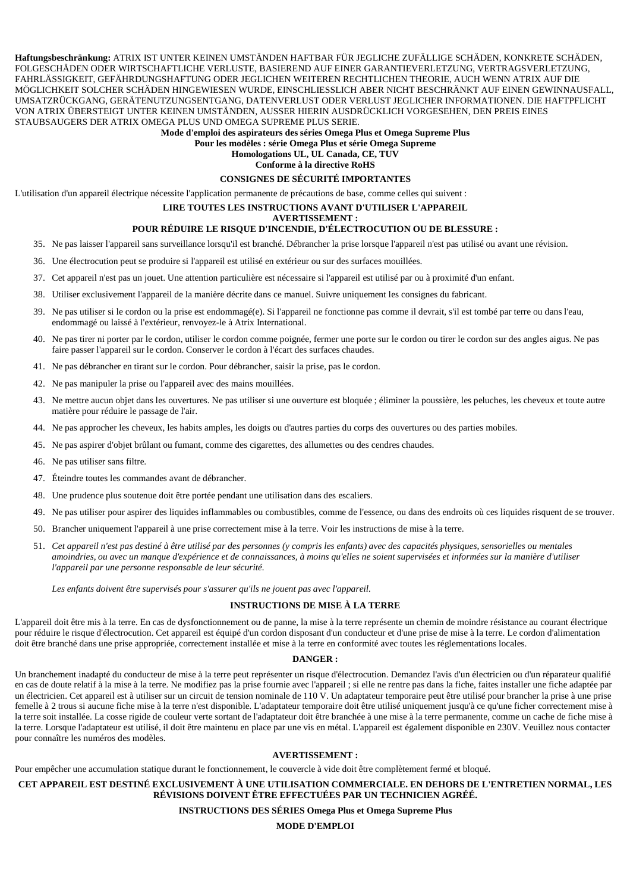**Haftungsbeschränkung:** ATRIX IST UNTER KEINEN UMSTÄNDEN HAFTBAR FÜR JEGLICHE ZUFÄLLIGE SCHÄDEN, KONKRETE SCHÄDEN, FOLGESCHÄDEN ODER WIRTSCHAFTLICHE VERLUSTE, BASIEREND AUF EINER GARANTIEVERLETZUNG, VERTRAGSVERLETZUNG, FAHRLÄSSIGKEIT, GEFÄHRDUNGSHAFTUNG ODER JEGLICHEN WEITEREN RECHTLICHEN THEORIE, AUCH WENN ATRIX AUF DIE MÖGLICHKEIT SOLCHER SCHÄDEN HINGEWIESEN WURDE, EINSCHLIESSLICH ABER NICHT BESCHRÄNKT AUF EINEN GEWINNAUSFALL, UMSATZRÜCKGANG, GERÄTENUTZUNGSENTGANG, DATENVERLUST ODER VERLUST JEGLICHER INFORMATIONEN. DIE HAFTPFLICHT VON ATRIX ÜBERSTEIGT UNTER KEINEN UMSTÄNDEN, AUSSER HIERIN AUSDRÜCKLICH VORGESEHEN, DEN PREIS EINES STAUBSAUGERS DER ATRIX OMEGA PLUS UND OMEGA SUPREME PLUS SERIE.

**Mode d'emploi des aspirateurs des séries Omega Plus et Omega Supreme Plus**

**Pour les modèles : série Omega Plus et série Omega Supreme**

**Homologations UL, UL Canada, CE, TUV**

**Conforme à la directive RoHS**

## CONSIGNES DE SÉCURITÉ IMPORTANTES

L'utilisation d'un appareil électrique nécessite l'application permanente de précautions de base, comme celles qui suivent :

**LIRE TOUTES LES INSTRUCTIONS AVANT D'UTILISER L'APPAREIL**

**AVERTISSEMENT :**

**POUR RÉDUIRE LE RISQUE D'INCENDIE, D'ÉLECTROCUTION OU DE BLESSURE :**

35. Ne pas laisser l'appareil sans surveillance lorsqu'il est branché. Débrancher la prise lorsque l'appareil n'est pas utilisé ou avant une révision.
36. Une électrocution peut se produire si l'appareil est utilisé en extérieur ou sur des surfaces mouillées.
37. Cet appareil n'est pas un jouet. Une attention particulière est nécessaire si l'appareil est utilisé par ou à proximité d'un enfant.
38. Utiliser exclusivement l'appareil de la manière décrite dans ce manuel. Suivre uniquement les consignes du fabricant.
39. Ne pas utiliser si le cordon ou la prise est endommagé(e). Si l'appareil ne fonctionne pas comme il devrait, s'il est tombé par terre ou dans l'eau, endommagé ou laissé à l'extérieur, renvoyez-le à Atrix International.
40. Ne pas tirer ni porter par le cordon, utiliser le cordon comme poignée, fermer une porte sur le cordon ou tirer le cordon sur des angles aigus. Ne pas faire passer l'appareil sur le cordon. Conserver le cordon à l'écart des surfaces chaudes.
41. Ne pas débrancher en tirant sur le cordon. Pour débrancher, saisir la prise, pas le cordon.
42. Ne pas manipuler la prise ou l'appareil avec des mains mouillées.
43. Ne mettre aucun objet dans les ouvertures. Ne pas utiliser si une ouverture est bloquée ; éliminer la poussière, les peluches, les cheveux et toute autre matière pour réduire le passage de l'air.
44. Ne pas approcher les cheveux, les habits amples, les doigts ou d'autres parties du corps des ouvertures ou des parties mobiles.
45. Ne pas aspirer d'objet brûlant ou fumant, comme des cigarettes, des allumettes ou des cendres chaudes.
46. Ne pas utiliser sans filtre.
47. Éteindre toutes les commandes avant de débrancher.
48. Une prudence plus soutenue doit être portée pendant une utilisation dans des escaliers.
49. Ne pas utiliser pour aspirer des liquides inflammables ou combustibles, comme de l'essence, ou dans des endroits où ces liquides risquent de se trouver.
50. Brancher uniquement l'appareil à une prise correctement mise à la terre. Voir les instructions de mise à la terre.
51. *Cet appareil n'est pas destiné à être utilisé par des personnes (y compris les enfants) avec des capacités physiques, sensorielles ou mentales amoindries, ou avec un manque d'expérience et de connaissances, à moins qu'elles ne soient supervisées et informées sur la manière d'utiliser l'appareil par une personne responsable de leur sécurité.*

    *Les enfants doivent être supervisés pour s'assurer qu'ils ne jouent pas avec l'appareil.*

## INSTRUCTIONS DE MISE À LA TERRE

L'appareil doit être mis à la terre. En cas de dysfonctionnement ou de panne, la mise à la terre représente un chemin de moindre résistance au courant électrique pour réduire le risque d'électrocution. Cet appareil est équipé d'un cordon disposant d'un conducteur et d'une prise de mise à la terre. Le cordon d'alimentation doit être branché dans une prise appropriée, correctement installée et mise à la terre en conformité avec toutes les réglementations locales.

**DANGER :**

Un branchement inadapté du conducteur de mise à la terre peut représenter un risque d'électrocution. Demandez l'avis d'un électricien ou d'un réparateur qualifié en cas de doute relatif à la mise à la terre. Ne modifiez pas la prise fournie avec l'appareil ; si elle ne rentre pas dans la fiche, faites installer une fiche adaptée par un électricien. Cet appareil est à utiliser sur un circuit de tension nominale de 110 V. Un adaptateur temporaire peut être utilisé pour brancher la prise à une prise femelle à 2 trous si aucune fiche mise à la terre n'est disponible. L'adaptateur temporaire doit être utilisé uniquement jusqu'à ce qu'une ficher correctement mise à la terre soit installée. La cosse rigide de couleur verte sortant de l'adaptateur doit être branchée à une mise à la terre permanente, comme un cache de fiche mise à la terre. Lorsque l'adaptateur est utilisé, il doit être maintenu en place par une vis en métal. L'appareil est également disponible en 230V. Veuillez nous contacter pour connaître les numéros des modèles.

**AVERTISSEMENT :**

Pour empêcher une accumulation statique durant le fonctionnement, le couvercle à vide doit être complètement fermé et bloqué.

**CET APPAREIL EST DESTINÉ EXCLUSIVEMENT À UNE UTILISATION COMMERCIALE. EN DEHORS DE L'ENTRETIEN NORMAL, LES RÉVISIONS DOIVENT ÊTRE EFFECTUÉES PAR UN TECHNICIEN AGRÉÉ.**

**INSTRUCTIONS DES SÉRIES Omega Plus et Omega Supreme Plus**

## MODE D'EMPLOI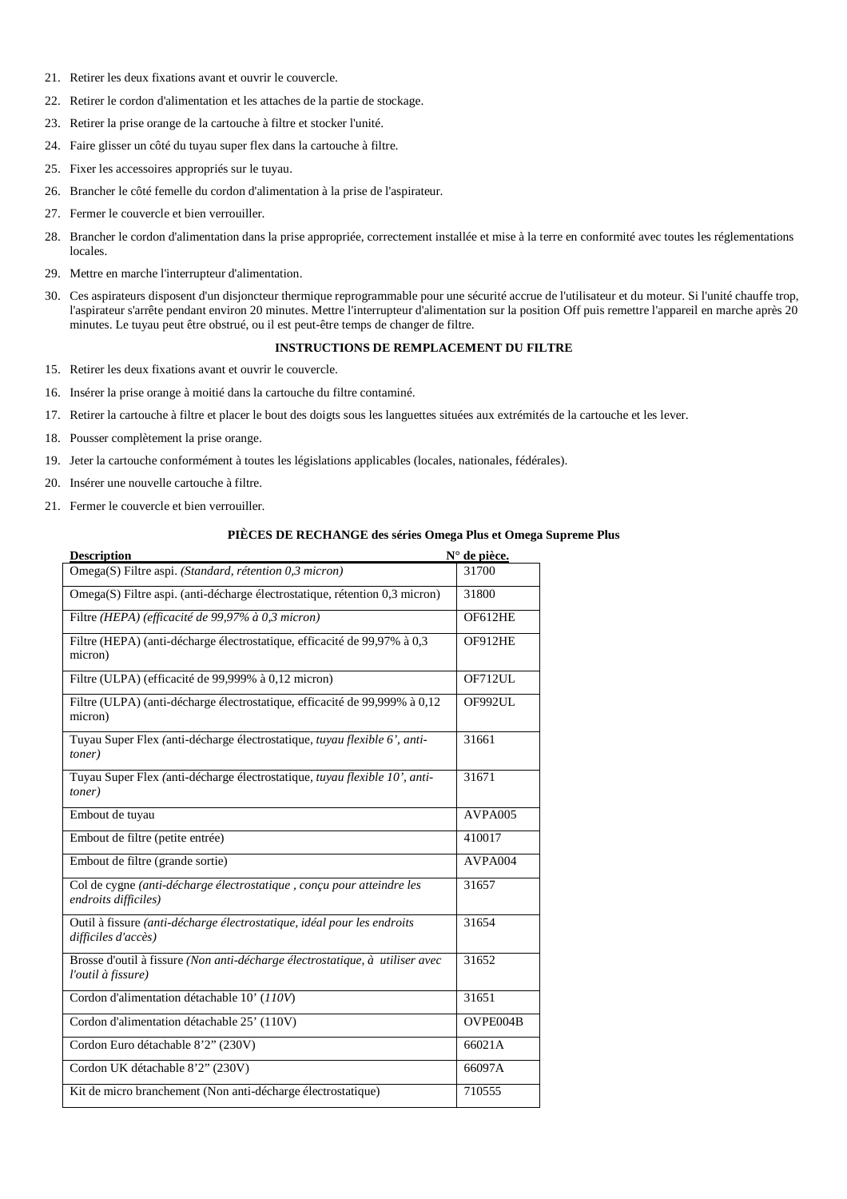21. Retirer les deux fixations avant et ouvrir le couvercle.
22. Retirer le cordon d'alimentation et les attaches de la partie de stockage.
23. Retirer la prise orange de la cartouche à filtre et stocker l'unité.
24. Faire glisser un côté du tuyau super flex dans la cartouche à filtre.
25. Fixer les accessoires appropriés sur le tuyau.
26. Brancher le côté femelle du cordon d'alimentation à la prise de l'aspirateur.
27. Fermer le couvercle et bien verrouiller.
28. Brancher le cordon d'alimentation dans la prise appropriée, correctement installée et mise à la terre en conformité avec toutes les réglementations locales.
29. Mettre en marche l'interrupteur d'alimentation.
30. Ces aspirateurs disposent d'un disjoncteur thermique reprogrammable pour une sécurité accrue de l'utilisateur et du moteur. Si l'unité chauffe trop, l'aspirateur s'arrête pendant environ 20 minutes. Mettre l'interrupteur d'alimentation sur la position Off puis remettre l'appareil en marche après 20 minutes. Le tuyau peut être obstrué, ou il est peut-être temps de changer de filtre.

**INSTRUCTIONS DE REMPLACEMENT DU FILTRE**

15. Retirer les deux fixations avant et ouvrir le couvercle.
16. Insérer la prise orange à moitié dans la cartouche du filtre contaminé.
17. Retirer la cartouche à filtre et placer le bout des doigts sous les languettes situées aux extrémités de la cartouche et les lever.
18. Pousser complètement la prise orange.
19. Jeter la cartouche conformément à toutes les législations applicables (locales, nationales, fédérales).
20. Insérer une nouvelle cartouche à filtre.
21. Fermer le couvercle et bien verrouiller.

**PIÈCES DE RECHANGE des séries Omega Plus et Omega Supreme Plus**

| Description | N° de pièce. |
|---|---|
| Omega(S) Filtre aspi. *(Standard, rétention 0,3 micron)* | 31700 |
| Omega(S) Filtre aspi. (anti-décharge électrostatique, rétention 0,3 micron) | 31800 |
| Filtre *(HEPA) (efficacité de 99,97% à 0,3 micron)* | OF612HE |
| Filtre (HEPA) (anti-décharge électrostatique, efficacité de 99,97% à 0,3 micron) | OF912HE |
| Filtre (ULPA) (efficacité de 99,999% à 0,12 micron) | OF712UL |
| Filtre (ULPA) (anti-décharge électrostatique, efficacité de 99,999% à 0,12 micron) | OF992UL |
| Tuyau Super Flex *(*anti-décharge électrostatique, *tuyau flexible 6', anti-toner)* | 31661 |
| Tuyau Super Flex *(*anti-décharge électrostatique, *tuyau flexible 10', anti-toner)* | 31671 |
| Embout de tuyau | AVPA005 |
| Embout de filtre (petite entrée) | 410017 |
| Embout de filtre (grande sortie) | AVPA004 |
| Col de cygne *(anti-décharge électrostatique , conçu pour atteindre les endroits difficiles)* | 31657 |
| Outil à fissure *(anti-décharge électrostatique, idéal pour les endroits difficiles d'accès)* | 31654 |
| Brosse d'outil à fissure *(Non anti-décharge électrostatique, à utiliser avec l'outil à fissure)* | 31652 |
| Cordon d'alimentation détachable 10' (*110V*) | 31651 |
| Cordon d'alimentation détachable 25' (110V) | OVPE004B |
| Cordon Euro détachable 8'2" (230V) | 66021A |
| Cordon UK détachable 8'2" (230V) | 66097A |
| Kit de micro branchement (Non anti-décharge électrostatique) | 710555 |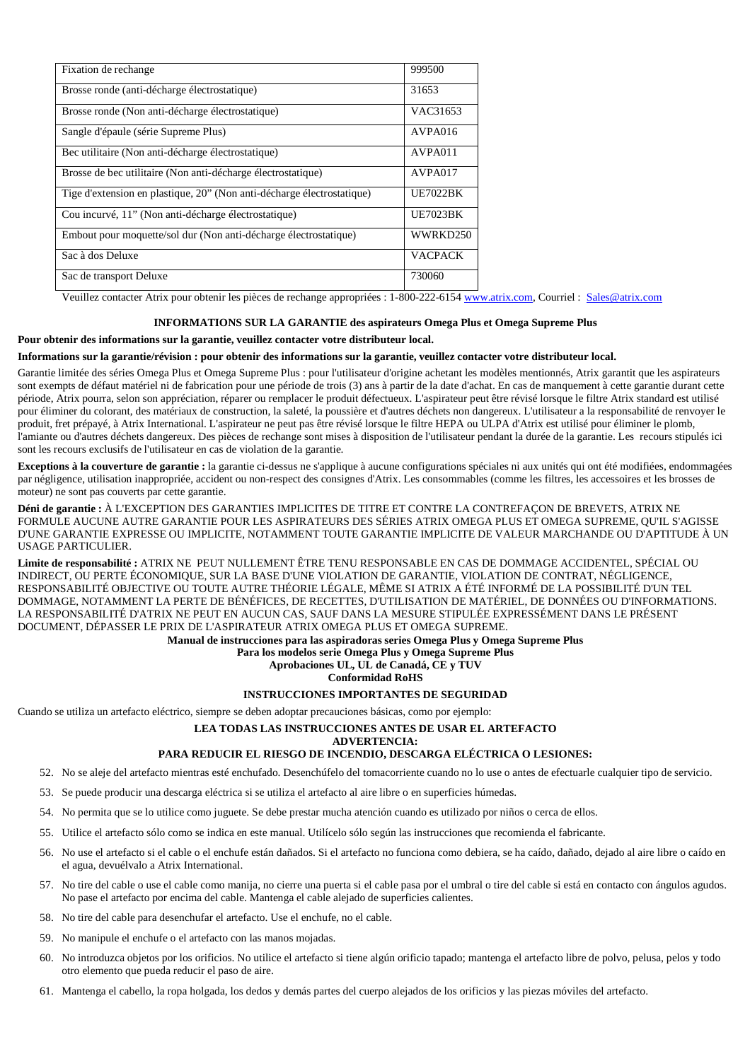| Fixation de rechange | 999500 |
|---|---|
| Brosse ronde (anti-décharge électrostatique) | 31653 |
| Brosse ronde (Non anti-décharge électrostatique) | VAC31653 |
| Sangle d'épaule (série Supreme Plus) | AVPA016 |
| Bec utilitaire (Non anti-décharge électrostatique) | AVPA011 |
| Brosse de bec utilitaire (Non anti-décharge électrostatique) | AVPA017 |
| Tige d'extension en plastique, 20" (Non anti-décharge électrostatique) | UE7022BK |
| Cou incurvé, 11" (Non anti-décharge électrostatique) | UE7023BK |
| Embout pour moquette/sol dur (Non anti-décharge électrostatique) | WWRKD250 |
| Sac à dos Deluxe | VACPACK |
| Sac de transport Deluxe | 730060 |

Veuillez contacter Atrix pour obtenir les pièces de rechange appropriées : 1-800-222-6154 www.atrix.com, Courriel : Sales@atrix.com

**INFORMATIONS SUR LA GARANTIE des aspirateurs Omega Plus et Omega Supreme Plus**

**Pour obtenir des informations sur la garantie, veuillez contacter votre distributeur local.**

**Informations sur la garantie/révision : pour obtenir des informations sur la garantie, veuillez contacter votre distributeur local.**

Garantie limitée des séries Omega Plus et Omega Supreme Plus : pour l'utilisateur d'origine achetant les modèles mentionnés, Atrix garantit que les aspirateurs sont exempts de défaut matériel ni de fabrication pour une période de trois (3) ans à partir de la date d'achat. En cas de manquement à cette garantie durant cette période, Atrix pourra, selon son appréciation, réparer ou remplacer le produit défectueux. L'aspirateur peut être révisé lorsque le filtre Atrix standard est utilisé pour éliminer du colorant, des matériaux de construction, la saleté, la poussière et d'autres déchets non dangereux. L'utilisateur a la responsabilité de renvoyer le produit, fret prépayé, à Atrix International. L'aspirateur ne peut pas être révisé lorsque le filtre HEPA ou ULPA d'Atrix est utilisé pour éliminer le plomb, l'amiante ou d'autres déchets dangereux. Des pièces de rechange sont mises à disposition de l'utilisateur pendant la durée de la garantie. Les recours stipulés ici sont les recours exclusifs de l'utilisateur en cas de violation de la garantie.

**Exceptions à la couverture de garantie :** la garantie ci-dessus ne s'applique à aucune configurations spéciales ni aux unités qui ont été modifiées, endommagées par négligence, utilisation inappropriée, accident ou non-respect des consignes d'Atrix. Les consommables (comme les filtres, les accessoires et les brosses de moteur) ne sont pas couverts par cette garantie.

**Déni de garantie :** À L'EXCEPTION DES GARANTIES IMPLICITES DE TITRE ET CONTRE LA CONTREFAÇON DE BREVETS, ATRIX NE FORMULE AUCUNE AUTRE GARANTIE POUR LES ASPIRATEURS DES SÉRIES ATRIX OMEGA PLUS ET OMEGA SUPREME, QU'IL S'AGISSE D'UNE GARANTIE EXPRESSE OU IMPLICITE, NOTAMMENT TOUTE GARANTIE IMPLICITE DE VALEUR MARCHANDE OU D'APTITUDE À UN USAGE PARTICULIER.

**Limite de responsabilité :** ATRIX NE PEUT NULLEMENT ÊTRE TENU RESPONSABLE EN CAS DE DOMMAGE ACCIDENTEL, SPÉCIAL OU INDIRECT, OU PERTE ÉCONOMIQUE, SUR LA BASE D'UNE VIOLATION DE GARANTIE, VIOLATION DE CONTRAT, NÉGLIGENCE, RESPONSABILITÉ OBJECTIVE OU TOUTE AUTRE THÉORIE LÉGALE, MÊME SI ATRIX A ÉTÉ INFORMÉ DE LA POSSIBILITÉ D'UN TEL DOMMAGE, NOTAMMENT LA PERTE DE BÉNÉFICES, DE RECETTES, D'UTILISATION DE MATÉRIEL, DE DONNÉES OU D'INFORMATIONS. LA RESPONSABILITÉ D'ATRIX NE PEUT EN AUCUN CAS, SAUF DANS LA MESURE STIPULÉE EXPRESSÉMENT DANS LE PRÉSENT DOCUMENT, DÉPASSER LE PRIX DE L'ASPIRATEUR ATRIX OMEGA PLUS ET OMEGA SUPREME.

**Manual de instrucciones para las aspiradoras series Omega Plus y Omega Supreme Plus**
**Para los modelos serie Omega Plus y Omega Supreme Plus**
**Aprobaciones UL, UL de Canadá, CE y TUV**
**Conformidad RoHS**

**INSTRUCCIONES IMPORTANTES DE SEGURIDAD**

Cuando se utiliza un artefacto eléctrico, siempre se deben adoptar precauciones básicas, como por ejemplo:

**LEA TODAS LAS INSTRUCCIONES ANTES DE USAR EL ARTEFACTO**
**ADVERTENCIA:**
**PARA REDUCIR EL RIESGO DE INCENDIO, DESCARGA ELÉCTRICA O LESIONES:**

52. No se aleje del artefacto mientras esté enchufado. Desenchúfelo del tomacorriente cuando no lo use o antes de efectuarle cualquier tipo de servicio.
53. Se puede producir una descarga eléctrica si se utiliza el artefacto al aire libre o en superficies húmedas.
54. No permita que se lo utilice como juguete. Se debe prestar mucha atención cuando es utilizado por niños o cerca de ellos.
55. Utilice el artefacto sólo como se indica en este manual. Utilícelo sólo según las instrucciones que recomienda el fabricante.
56. No use el artefacto si el cable o el enchufe están dañados. Si el artefacto no funciona como debiera, se ha caído, dañado, dejado al aire libre o caído en el agua, devuélvalo a Atrix International.
57. No tire del cable o use el cable como manija, no cierre una puerta si el cable pasa por el umbral o tire del cable si está en contacto con ángulos agudos. No pase el artefacto por encima del cable. Mantenga el cable alejado de superficies calientes.
58. No tire del cable para desenchufar el artefacto. Use el enchufe, no el cable.
59. No manipule el enchufe o el artefacto con las manos mojadas.
60. No introduzca objetos por los orificios. No utilice el artefacto si tiene algún orificio tapado; mantenga el artefacto libre de polvo, pelusa, pelos y todo otro elemento que pueda reducir el paso de aire.
61. Mantenga el cabello, la ropa holgada, los dedos y demás partes del cuerpo alejados de los orificios y las piezas móviles del artefacto.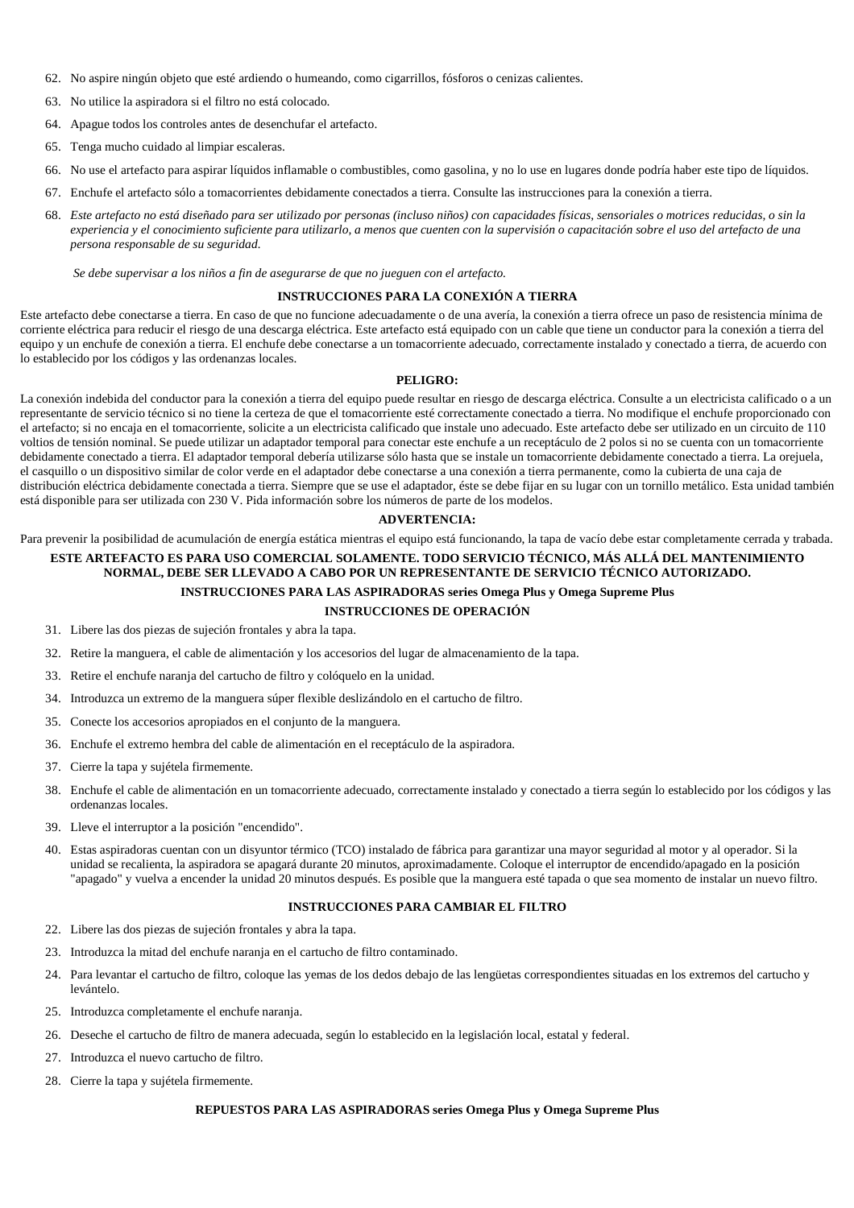62. No aspire ningún objeto que esté ardiendo o humeando, como cigarrillos, fósforos o cenizas calientes.
63. No utilice la aspiradora si el filtro no está colocado.
64. Apague todos los controles antes de desenchufar el artefacto.
65. Tenga mucho cuidado al limpiar escaleras.
66. No use el artefacto para aspirar líquidos inflamable o combustibles, como gasolina, y no lo use en lugares donde podría haber este tipo de líquidos.
67. Enchufe el artefacto sólo a tomacorrientes debidamente conectados a tierra. Consulte las instrucciones para la conexión a tierra.
68. *Este artefacto no está diseñado para ser utilizado por personas (incluso niños) con capacidades físicas, sensoriales o motrices reducidas, o sin la experiencia y el conocimiento suficiente para utilizarlo, a menos que cuenten con la supervisión o capacitación sobre el uso del artefacto de una persona responsable de su seguridad.*

    *Se debe supervisar a los niños a fin de asegurarse de que no jueguen con el artefacto.*

**INSTRUCCIONES PARA LA CONEXIÓN A TIERRA**

Este artefacto debe conectarse a tierra. En caso de que no funcione adecuadamente o de una avería, la conexión a tierra ofrece un paso de resistencia mínima de corriente eléctrica para reducir el riesgo de una descarga eléctrica. Este artefacto está equipado con un cable que tiene un conductor para la conexión a tierra del equipo y un enchufe de conexión a tierra. El enchufe debe conectarse a un tomacorriente adecuado, correctamente instalado y conectado a tierra, de acuerdo con lo establecido por los códigos y las ordenanzas locales.

**PELIGRO:**

La conexión indebida del conductor para la conexión a tierra del equipo puede resultar en riesgo de descarga eléctrica. Consulte a un electricista calificado o a un representante de servicio técnico si no tiene la certeza de que el tomacorriente esté correctamente conectado a tierra. No modifique el enchufe proporcionado con el artefacto; si no encaja en el tomacorriente, solicite a un electricista calificado que instale uno adecuado. Este artefacto debe ser utilizado en un circuito de 110 voltios de tensión nominal. Se puede utilizar un adaptador temporal para conectar este enchufe a un receptáculo de 2 polos si no se cuenta con un tomacorriente debidamente conectado a tierra. El adaptador temporal debería utilizarse sólo hasta que se instale un tomacorriente debidamente conectado a tierra. La orejuela, el casquillo o un dispositivo similar de color verde en el adaptador debe conectarse a una conexión a tierra permanente, como la cubierta de una caja de distribución eléctrica debidamente conectada a tierra. Siempre que se use el adaptador, éste se debe fijar en su lugar con un tornillo metálico. Esta unidad también está disponible para ser utilizada con 230 V. Pida información sobre los números de parte de los modelos.

**ADVERTENCIA:**

Para prevenir la posibilidad de acumulación de energía estática mientras el equipo está funcionando, la tapa de vacío debe estar completamente cerrada y trabada.

**ESTE ARTEFACTO ES PARA USO COMERCIAL SOLAMENTE. TODO SERVICIO TÉCNICO, MÁS ALLÁ DEL MANTENIMIENTO NORMAL, DEBE SER LLEVADO A CABO POR UN REPRESENTANTE DE SERVICIO TÉCNICO AUTORIZADO.**

**INSTRUCCIONES PARA LAS ASPIRADORAS series Omega Plus y Omega Supreme Plus**

**INSTRUCCIONES DE OPERACIÓN**

31. Libere las dos piezas de sujeción frontales y abra la tapa.
32. Retire la manguera, el cable de alimentación y los accesorios del lugar de almacenamiento de la tapa.
33. Retire el enchufe naranja del cartucho de filtro y colóquelo en la unidad.
34. Introduzca un extremo de la manguera súper flexible deslizándolo en el cartucho de filtro.
35. Conecte los accesorios apropiados en el conjunto de la manguera.
36. Enchufe el extremo hembra del cable de alimentación en el receptáculo de la aspiradora.
37. Cierre la tapa y sujétela firmemente.
38. Enchufe el cable de alimentación en un tomacorriente adecuado, correctamente instalado y conectado a tierra según lo establecido por los códigos y las ordenanzas locales.
39. Lleve el interruptor a la posición "encendido".
40. Estas aspiradoras cuentan con un disyuntor térmico (TCO) instalado de fábrica para garantizar una mayor seguridad al motor y al operador. Si la unidad se recalienta, la aspiradora se apagará durante 20 minutos, aproximadamente. Coloque el interruptor de encendido/apagado en la posición "apagado" y vuelva a encender la unidad 20 minutos después. Es posible que la manguera esté tapada o que sea momento de instalar un nuevo filtro.

**INSTRUCCIONES PARA CAMBIAR EL FILTRO**

22. Libere las dos piezas de sujeción frontales y abra la tapa.
23. Introduzca la mitad del enchufe naranja en el cartucho de filtro contaminado.
24. Para levantar el cartucho de filtro, coloque las yemas de los dedos debajo de las lengüetas correspondientes situadas en los extremos del cartucho y levántelo.
25. Introduzca completamente el enchufe naranja.
26. Deseche el cartucho de filtro de manera adecuada, según lo establecido en la legislación local, estatal y federal.
27. Introduzca el nuevo cartucho de filtro.
28. Cierre la tapa y sujétela firmemente.

**REPUESTOS PARA LAS ASPIRADORAS series Omega Plus y Omega Supreme Plus**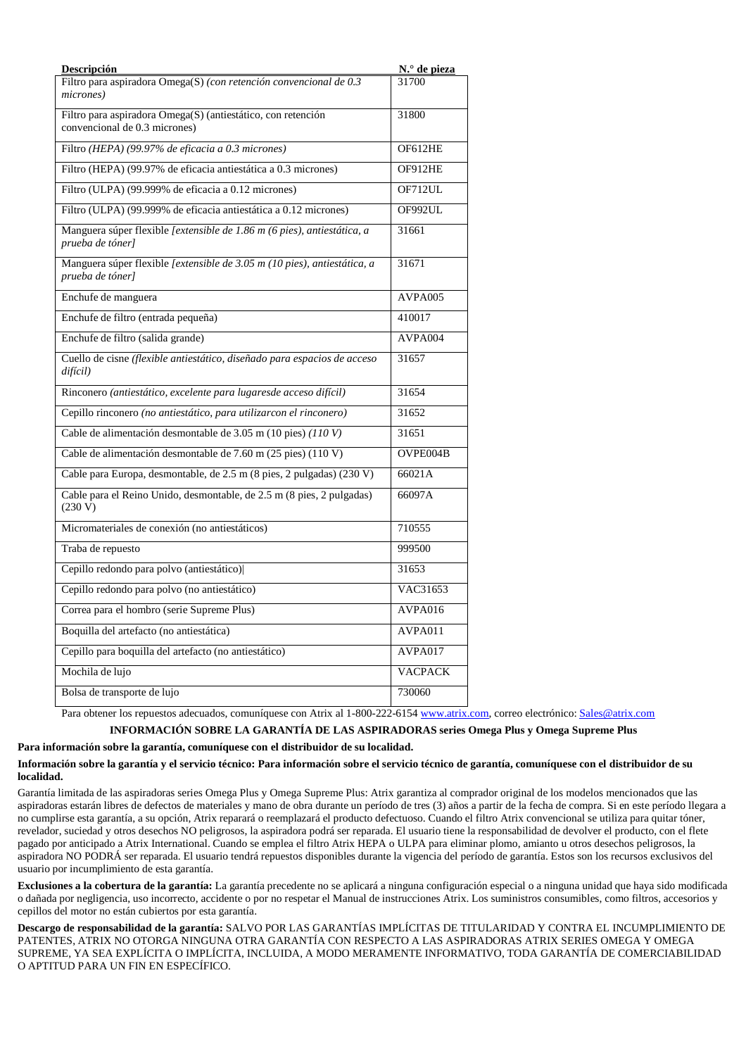| Descripción | N.° de pieza |
|---|---|
| Filtro para aspiradora Omega(S) *(con retención convencional de 0.3 micrones)* | 31700 |
| Filtro para aspiradora Omega(S) (antiestático, con retención convencional de 0.3 microns) | 31800 |
| Filtro *(HEPA) (99.97% de eficacia a 0.3 micrones)* | OF612HE |
| Filtro (HEPA) (99.97% de eficacia antiestática a 0.3 micrones) | OF912HE |
| Filtro (ULPA) (99.999% de eficacia a 0.12 micrones) | OF712UL |
| Filtro (ULPA) (99.999% de eficacia antiestática a 0.12 micrones) | OF992UL |
| Manguera súper flexible *[extensible de 1.86 m (6 pies), antiestática, a prueba de tóner]* | 31661 |
| Manguera súper flexible *[extensible de 3.05 m (10 pies), antiestática, a prueba de tóner]* | 31671 |
| Enchufe de manguera | AVPA005 |
| Enchufe de filtro (entrada pequeña) | 410017 |
| Enchufe de filtro (salida grande) | AVPA004 |
| Cuello de cisne *(flexible antiestático, diseñado para espacios de acceso difícil)* | 31657 |
| Rinconero *(antiestático, excelente para lugaresde acceso difícil)* | 31654 |
| Cepillo rinconero *(no antiestático, para utilizarcon el rinconero)* | 31652 |
| Cable de alimentación desmontable de 3.05 m (10 pies) *(110 V)* | 31651 |
| Cable de alimentación desmontable de 7.60 m (25 pies) (110 V) | OVPE004B |
| Cable para Europa, desmontable, de 2.5 m (8 pies, 2 pulgadas) (230 V) | 66021A |
| Cable para el Reino Unido, desmontable, de 2.5 m (8 pies, 2 pulgadas) (230 V) | 66097A |
| Micromateriales de conexión (no antiestáticos) | 710555 |
| Traba de repuesto | 999500 |
| Cepillo redondo para polvo (antiestático)| | 31653 |
| Cepillo redondo para polvo (no antiestático) | VAC31653 |
| Correa para el hombro (serie Supreme Plus) | AVPA016 |
| Boquilla del artefacto (no antiestática) | AVPA011 |
| Cepillo para boquilla del artefacto (no antiestático) | AVPA017 |
| Mochila de lujo | VACPACK |
| Bolsa de transporte de lujo | 730060 |

Para obtener los repuestos adecuados, comuníquese con Atrix al 1-800-222-6154 www.atrix.com, correo electrónico: Sales@atrix.com

**INFORMACIÓN SOBRE LA GARANTÍA DE LAS ASPIRADORAS series Omega Plus y Omega Supreme Plus**

**Para información sobre la garantía, comuníquese con el distribuidor de su localidad.**

**Información sobre la garantía y el servicio técnico: Para información sobre el servicio técnico de garantía, comuníquese con el distribuidor de su localidad.**

Garantía limitada de las aspiradoras series Omega Plus y Omega Supreme Plus: Atrix garantiza al comprador original de los modelos mencionados que las aspiradoras estarán libres de defectos de materiales y mano de obra durante un período de tres (3) años a partir de la fecha de compra. Si en este período llegara a no cumplirse esta garantía, a su opción, Atrix reparará o reemplazará el producto defectuoso. Cuando el filtro Atrix convencional se utiliza para quitar tóner, revelador, suciedad y otros desechos NO peligrosos, la aspiradora podrá ser reparada. El usuario tiene la responsabilidad de devolver el producto, con el flete pagado por anticipado a Atrix International. Cuando se emplea el filtro Atrix HEPA o ULPA para eliminar plomo, amianto u otros desechos peligrosos, la aspiradora NO PODRÁ ser reparada. El usuario tendrá repuestos disponibles durante la vigencia del período de garantía. Estos son los recursos exclusivos del usuario por incumplimiento de esta garantía.

**Exclusiones a la cobertura de la garantía:** La garantía precedente no se aplicará a ninguna configuración especial o a ninguna unidad que haya sido modificada o dañada por negligencia, uso incorrecto, accidente o por no respetar el Manual de instrucciones Atrix. Los suministros consumibles, como filtros, accesorios y cepillos del motor no están cubiertos por esta garantía.

**Descargo de responsabilidad de la garantía:** SALVO POR LAS GARANTÍAS IMPLÍCITAS DE TITULARIDAD Y CONTRA EL INCUMPLIMIENTO DE PATENTES, ATRIX NO OTORGA NINGUNA OTRA GARANTÍA CON RESPECTO A LAS ASPIRADORAS ATRIX SERIES OMEGA Y OMEGA SUPREME, YA SEA EXPLÍCITA O IMPLÍCITA, INCLUIDA, A MODO MERAMENTE INFORMATIVO, TODA GARANTÍA DE COMERCIABILIDAD O APTITUD PARA UN FIN EN ESPECÍFICO.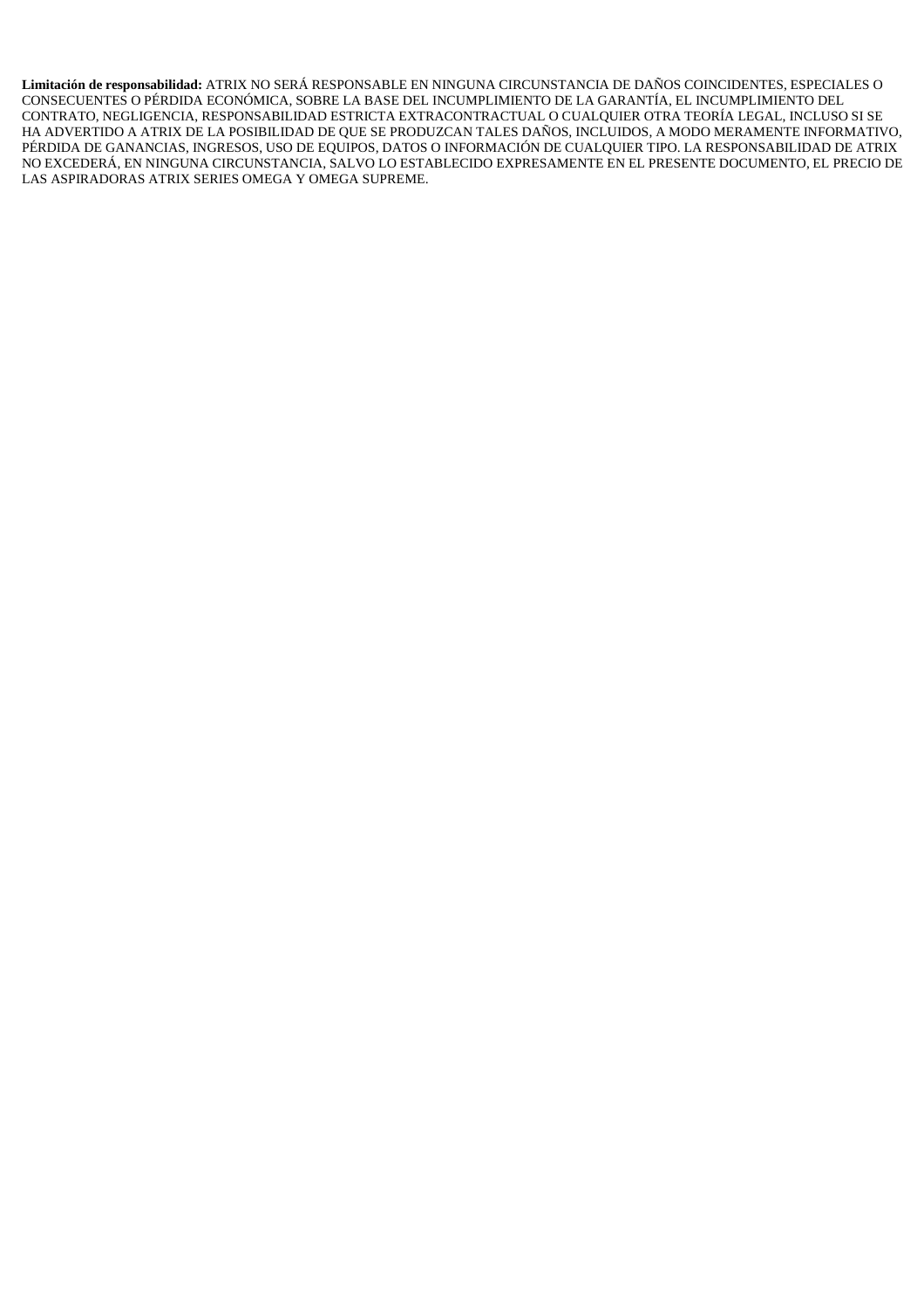**Limitación de responsabilidad:** ATRIX NO SERÁ RESPONSABLE EN NINGUNA CIRCUNSTANCIA DE DAÑOS COINCIDENTES, ESPECIALES O CONSECUENTES O PÉRDIDA ECONÓMICA, SOBRE LA BASE DEL INCUMPLIMIENTO DE LA GARANTÍA, EL INCUMPLIMIENTO DEL CONTRATO, NEGLIGENCIA, RESPONSABILIDAD ESTRICTA EXTRACONTRACTUAL O CUALQUIER OTRA TEORÍA LEGAL, INCLUSO SI SE HA ADVERTIDO A ATRIX DE LA POSIBILIDAD DE QUE SE PRODUZCAN TALES DAÑOS, INCLUIDOS, A MODO MERAMENTE INFORMATIVO, PÉRDIDA DE GANANCIAS, INGRESOS, USO DE EQUIPOS, DATOS O INFORMACIÓN DE CUALQUIER TIPO. LA RESPONSABILIDAD DE ATRIX NO EXCEDERÁ, EN NINGUNA CIRCUNSTANCIA, SALVO LO ESTABLECIDO EXPRESAMENTE EN EL PRESENTE DOCUMENTO, EL PRECIO DE LAS ASPIRADORAS ATRIX SERIES OMEGA Y OMEGA SUPREME.